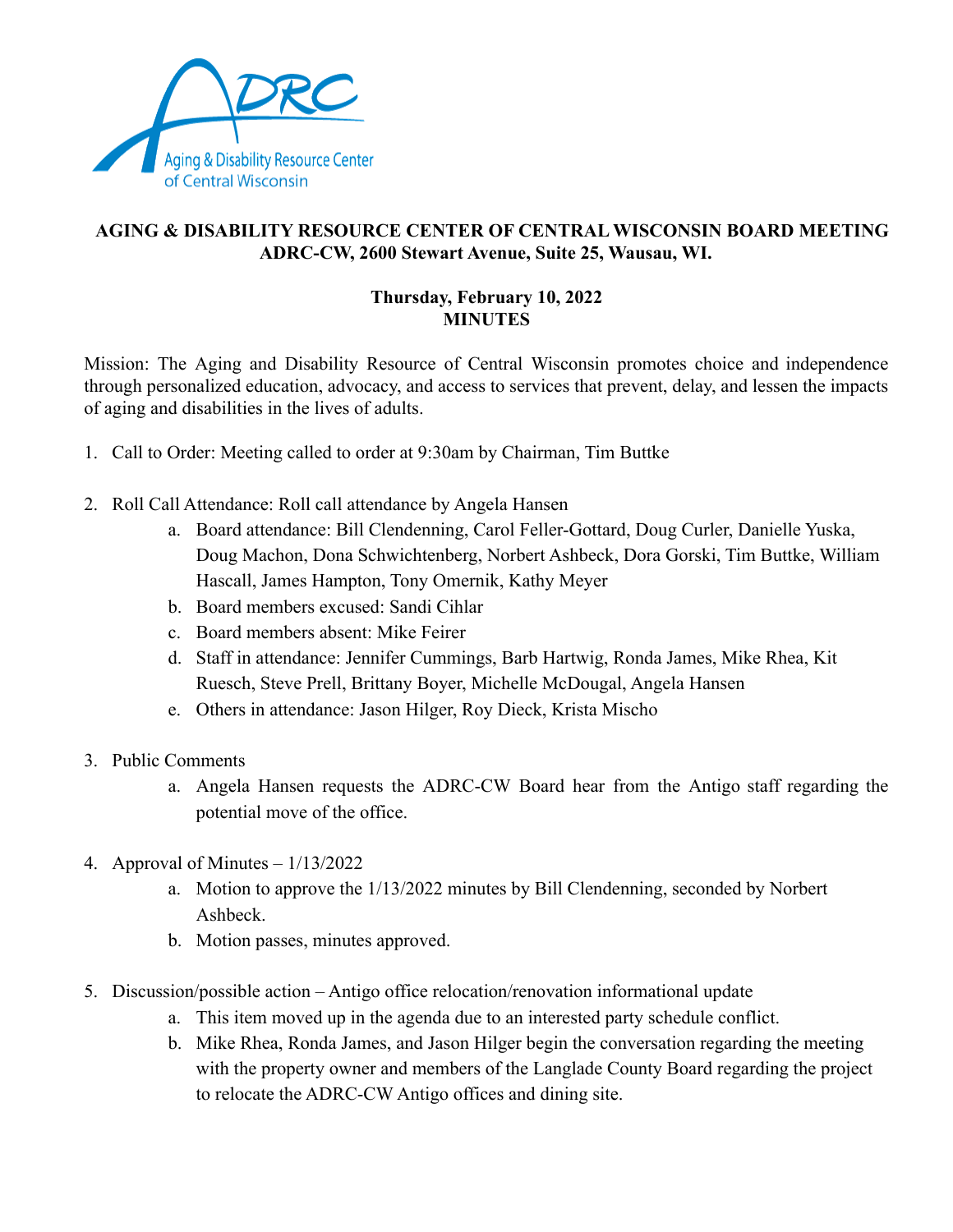**AGING & DISABILITY RESOURCE CENTER OF CENTRAL WISCONSIN BOARD MEETING**
**ADRC-CW, 2600 Stewart Avenue, Suite 25, Wausau, WI.**

**Thursday, February 10, 2022**
**MINUTES**

Mission: The Aging and Disability Resource of Central Wisconsin promotes choice and independence through personalized education, advocacy, and access to services that prevent, delay, and lessen the impacts of aging and disabilities in the lives of adults.

1. Call to Order: Meeting called to order at 9:30am by Chairman, Tim Buttke

2. Roll Call Attendance: Roll call attendance by Angela Hansen
   a. Board attendance: Bill Clendenning, Carol Feller-Gottard, Doug Curler, Danielle Yuska, Doug Machon, Dona Schwichtenberg, Norbert Ashbeck, Dora Gorski, Tim Buttke, William Hascall, James Hampton, Tony Omernik, Kathy Meyer
   b. Board members excused: Sandi Cihlar
   c. Board members absent: Mike Feirer
   d. Staff in attendance: Jennifer Cummings, Barb Hartwig, Ronda James, Mike Rhea, Kit Ruesch, Steve Prell, Brittany Boyer, Michelle McDougal, Angela Hansen
   e. Others in attendance: Jason Hilger, Roy Dieck, Krista Mischo

3. Public Comments
   a. Angela Hansen requests the ADRC-CW Board hear from the Antigo staff regarding the potential move of the office.

4. Approval of Minutes – 1/13/2022
   a. Motion to approve the 1/13/2022 minutes by Bill Clendenning, seconded by Norbert Ashbeck.
   b. Motion passes, minutes approved.

5. Discussion/possible action – Antigo office relocation/renovation informational update
   a. This item moved up in the agenda due to an interested party schedule conflict.
   b. Mike Rhea, Ronda James, and Jason Hilger begin the conversation regarding the meeting with the property owner and members of the Langlade County Board regarding the project to relocate the ADRC-CW Antigo offices and dining site.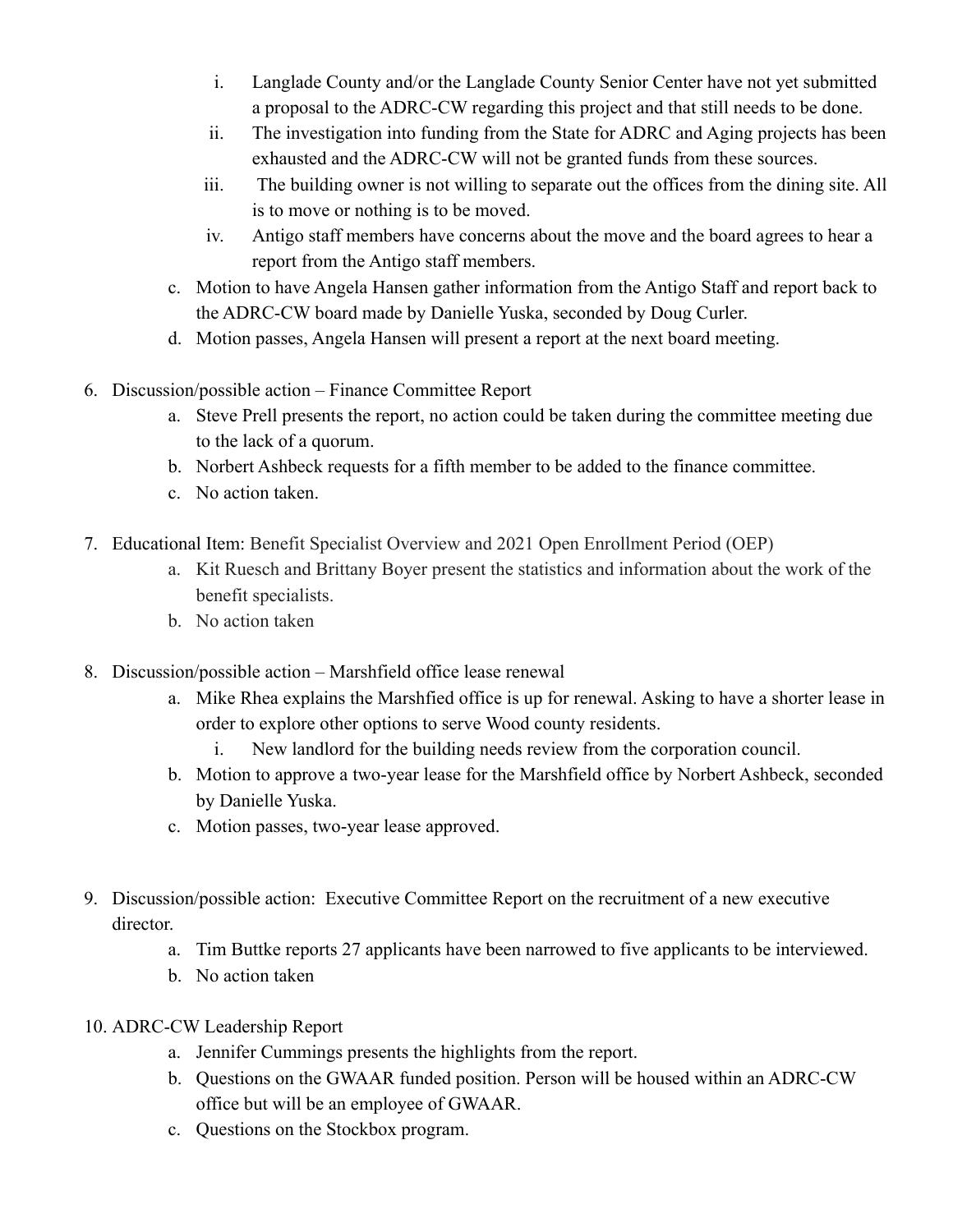i. Langlade County and/or the Langlade County Senior Center have not yet submitted a proposal to the ADRC-CW regarding this project and that still needs to be done.
   ii. The investigation into funding from the State for ADRC and Aging projects has been exhausted and the ADRC-CW will not be granted funds from these sources.
   iii. The building owner is not willing to separate out the offices from the dining site. All is to move or nothing is to be moved.
   iv. Antigo staff members have concerns about the move and the board agrees to hear a report from the Antigo staff members.
   
   c. Motion to have Angela Hansen gather information from the Antigo Staff and report back to the ADRC-CW board made by Danielle Yuska, seconded by Doug Curler.
   d. Motion passes, Angela Hansen will present a report at the next board meeting.

6. Discussion/possible action – Finance Committee Report
   a. Steve Prell presents the report, no action could be taken during the committee meeting due to the lack of a quorum.
   b. Norbert Ashbeck requests for a fifth member to be added to the finance committee.
   c. No action taken.

7. Educational Item: Benefit Specialist Overview and 2021 Open Enrollment Period (OEP)
   a. Kit Ruesch and Brittany Boyer present the statistics and information about the work of the benefit specialists.
   b. No action taken

8. Discussion/possible action – Marshfield office lease renewal
   a. Mike Rhea explains the Marshfied office is up for renewal. Asking to have a shorter lease in order to explore other options to serve Wood county residents.
      i. New landlord for the building needs review from the corporation council.
   b. Motion to approve a two-year lease for the Marshfield office by Norbert Ashbeck, seconded by Danielle Yuska.
   c. Motion passes, two-year lease approved.

9. Discussion/possible action: Executive Committee Report on the recruitment of a new executive director.
   a. Tim Buttke reports 27 applicants have been narrowed to five applicants to be interviewed.
   b. No action taken

10. ADRC-CW Leadership Report
    a. Jennifer Cummings presents the highlights from the report.
    b. Questions on the GWAAR funded position. Person will be housed within an ADRC-CW office but will be an employee of GWAAR.
    c. Questions on the Stockbox program.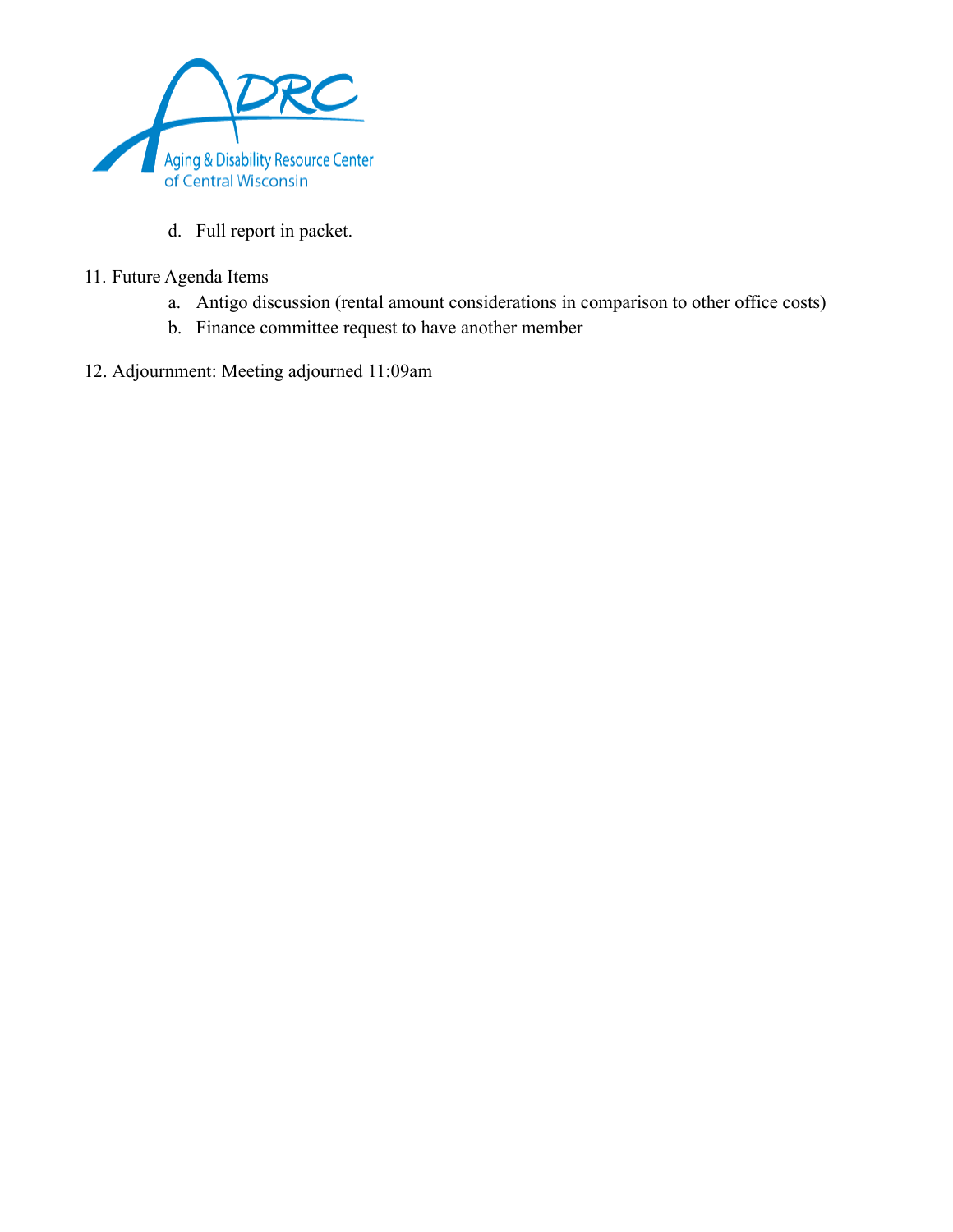d. Full report in packet.

11. Future Agenda Items
    a. Antigo discussion (rental amount considerations in comparison to other office costs)
    b. Finance committee request to have another member

12. Adjournment: Meeting adjourned 11:09am